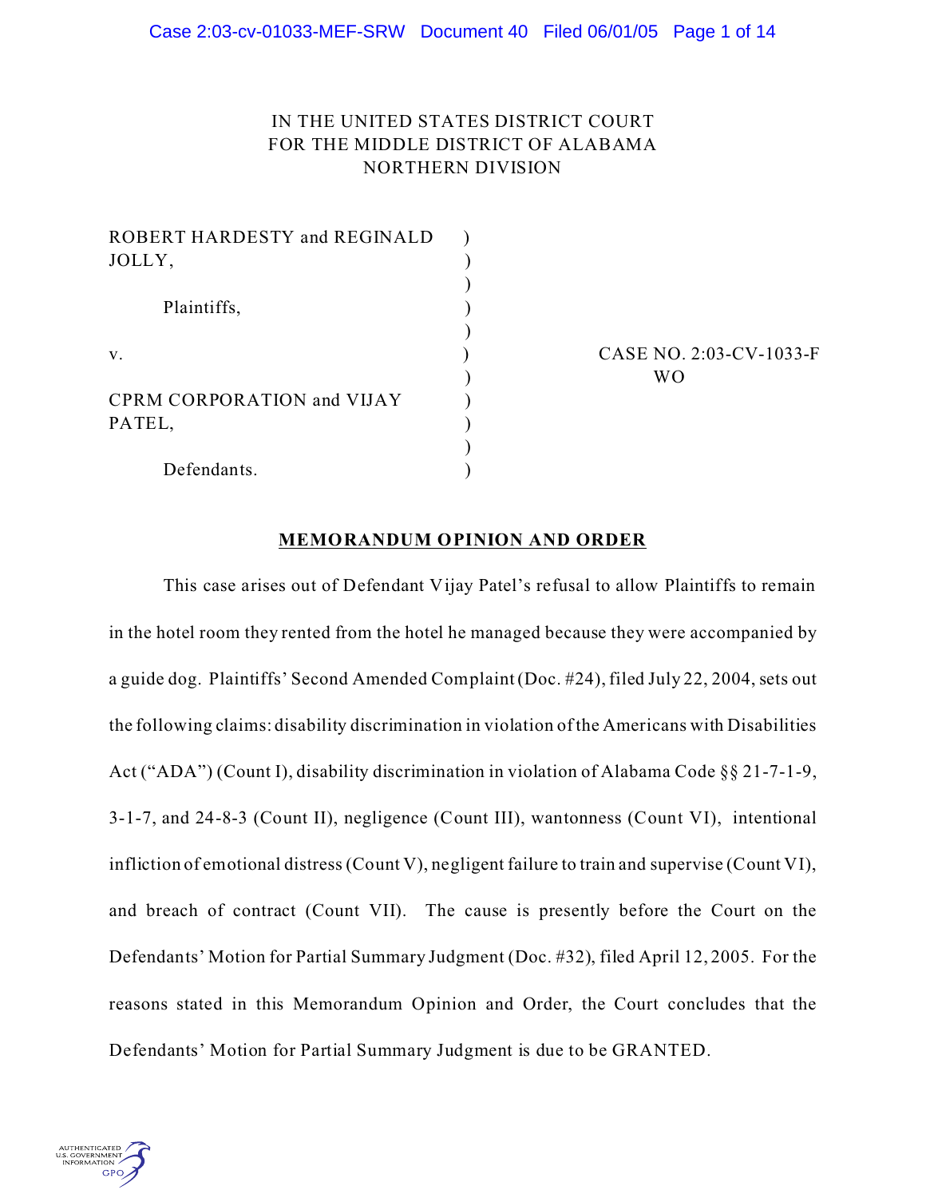IN THE UNITED STATES DISTRICT COURT
FOR THE MIDDLE DISTRICT OF ALABAMA
NORTHERN DIVISION

ROBERT HARDESTY and REGINALD JOLLY,

Plaintiffs,

v.

CPRM CORPORATION and VIJAY PATEL,

Defendants.

CASE NO. 2:03-CV-1033-F
WO

## MEMORANDUM OPINION AND ORDER

This case arises out of Defendant Vijay Patel's refusal to allow Plaintiffs to remain in the hotel room they rented from the hotel he managed because they were accompanied by a guide dog. Plaintiffs' Second Amended Complaint (Doc. #24), filed July 22, 2004, sets out the following claims: disability discrimination in violation of the Americans with Disabilities Act ("ADA") (Count I), disability discrimination in violation of Alabama Code §§ 21-7-1-9, 3-1-7, and 24-8-3 (Count II), negligence (Count III), wantonness (Count VI), intentional infliction of emotional distress (Count V), negligent failure to train and supervise (Count VI), and breach of contract (Count VII). The cause is presently before the Court on the Defendants' Motion for Partial Summary Judgment (Doc. #32), filed April 12, 2005. For the reasons stated in this Memorandum Opinion and Order, the Court concludes that the Defendants' Motion for Partial Summary Judgment is due to be GRANTED.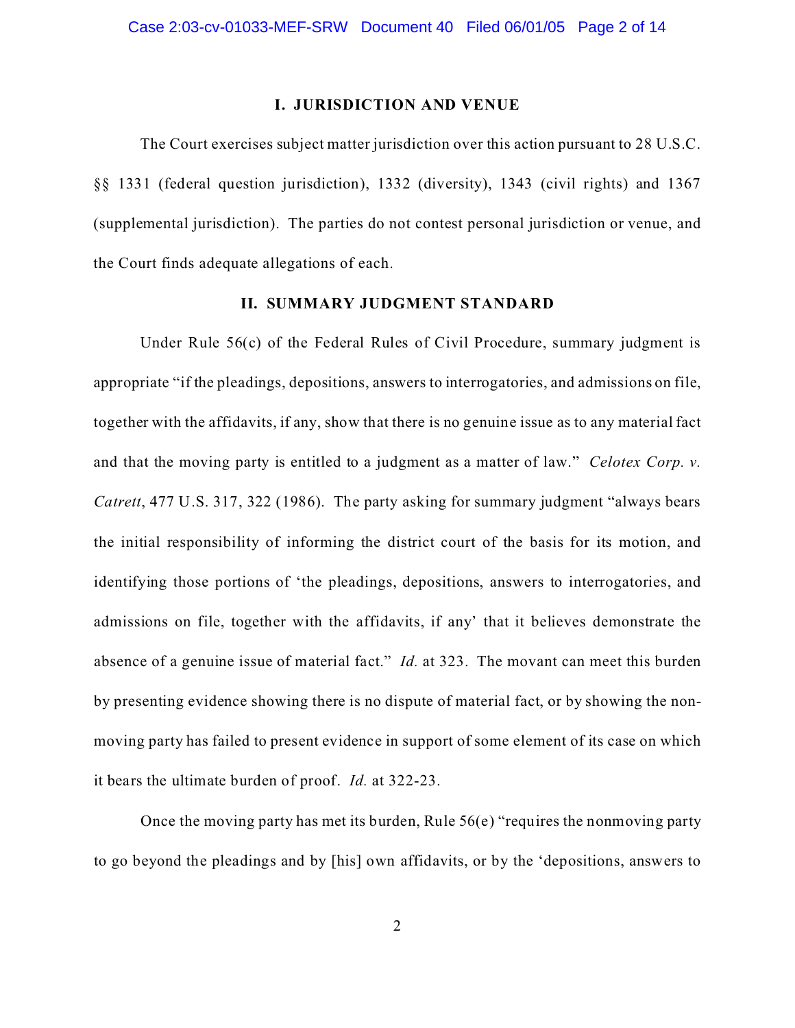## I. JURISDICTION AND VENUE

The Court exercises subject matter jurisdiction over this action pursuant to 28 U.S.C. §§ 1331 (federal question jurisdiction), 1332 (diversity), 1343 (civil rights) and 1367 (supplemental jurisdiction). The parties do not contest personal jurisdiction or venue, and the Court finds adequate allegations of each.

## II. SUMMARY JUDGMENT STANDARD

Under Rule 56(c) of the Federal Rules of Civil Procedure, summary judgment is appropriate "if the pleadings, depositions, answers to interrogatories, and admissions on file, together with the affidavits, if any, show that there is no genuine issue as to any material fact and that the moving party is entitled to a judgment as a matter of law." *Celotex Corp. v. Catrett*, 477 U.S. 317, 322 (1986). The party asking for summary judgment "always bears the initial responsibility of informing the district court of the basis for its motion, and identifying those portions of 'the pleadings, depositions, answers to interrogatories, and admissions on file, together with the affidavits, if any' that it believes demonstrate the absence of a genuine issue of material fact." *Id.* at 323. The movant can meet this burden by presenting evidence showing there is no dispute of material fact, or by showing the non-moving party has failed to present evidence in support of some element of its case on which it bears the ultimate burden of proof. *Id.* at 322-23.

Once the moving party has met its burden, Rule 56(e) "requires the nonmoving party to go beyond the pleadings and by [his] own affidavits, or by the 'depositions, answers to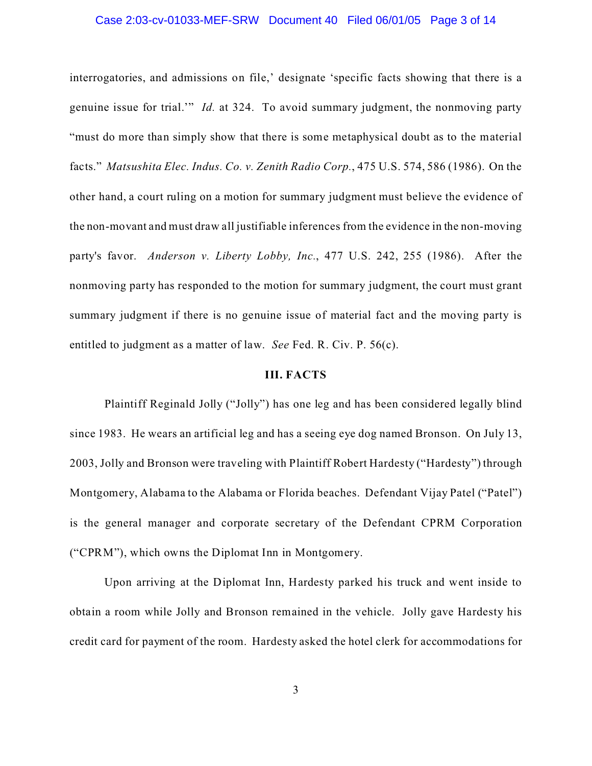interrogatories, and admissions on file,' designate 'specific facts showing that there is a genuine issue for trial.'" *Id.* at 324. To avoid summary judgment, the nonmoving party "must do more than simply show that there is some metaphysical doubt as to the material facts." *Matsushita Elec. Indus. Co. v. Zenith Radio Corp.*, 475 U.S. 574, 586 (1986). On the other hand, a court ruling on a motion for summary judgment must believe the evidence of the non-movant and must draw all justifiable inferences from the evidence in the non-moving party's favor. *Anderson v. Liberty Lobby, Inc.*, 477 U.S. 242, 255 (1986). After the nonmoving party has responded to the motion for summary judgment, the court must grant summary judgment if there is no genuine issue of material fact and the moving party is entitled to judgment as a matter of law. *See* Fed. R. Civ. P. 56(c).

### III. FACTS

Plaintiff Reginald Jolly ("Jolly") has one leg and has been considered legally blind since 1983. He wears an artificial leg and has a seeing eye dog named Bronson. On July 13, 2003, Jolly and Bronson were traveling with Plaintiff Robert Hardesty ("Hardesty") through Montgomery, Alabama to the Alabama or Florida beaches. Defendant Vijay Patel ("Patel") is the general manager and corporate secretary of the Defendant CPRM Corporation ("CPRM"), which owns the Diplomat Inn in Montgomery.

Upon arriving at the Diplomat Inn, Hardesty parked his truck and went inside to obtain a room while Jolly and Bronson remained in the vehicle. Jolly gave Hardesty his credit card for payment of the room. Hardesty asked the hotel clerk for accommodations for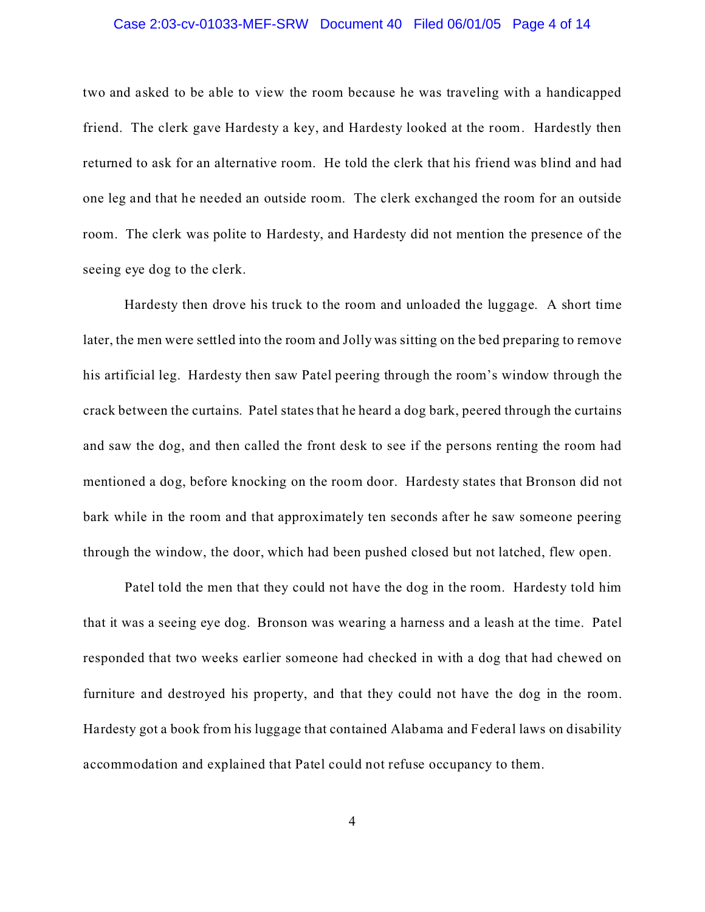two and asked to be able to view the room because he was traveling with a handicapped friend. The clerk gave Hardesty a key, and Hardesty looked at the room. Hardestly then returned to ask for an alternative room. He told the clerk that his friend was blind and had one leg and that he needed an outside room. The clerk exchanged the room for an outside room. The clerk was polite to Hardesty, and Hardesty did not mention the presence of the seeing eye dog to the clerk.

Hardesty then drove his truck to the room and unloaded the luggage. A short time later, the men were settled into the room and Jolly was sitting on the bed preparing to remove his artificial leg. Hardesty then saw Patel peering through the room's window through the crack between the curtains. Patel states that he heard a dog bark, peered through the curtains and saw the dog, and then called the front desk to see if the persons renting the room had mentioned a dog, before knocking on the room door. Hardesty states that Bronson did not bark while in the room and that approximately ten seconds after he saw someone peering through the window, the door, which had been pushed closed but not latched, flew open.

Patel told the men that they could not have the dog in the room. Hardesty told him that it was a seeing eye dog. Bronson was wearing a harness and a leash at the time. Patel responded that two weeks earlier someone had checked in with a dog that had chewed on furniture and destroyed his property, and that they could not have the dog in the room. Hardesty got a book from his luggage that contained Alabama and Federal laws on disability accommodation and explained that Patel could not refuse occupancy to them.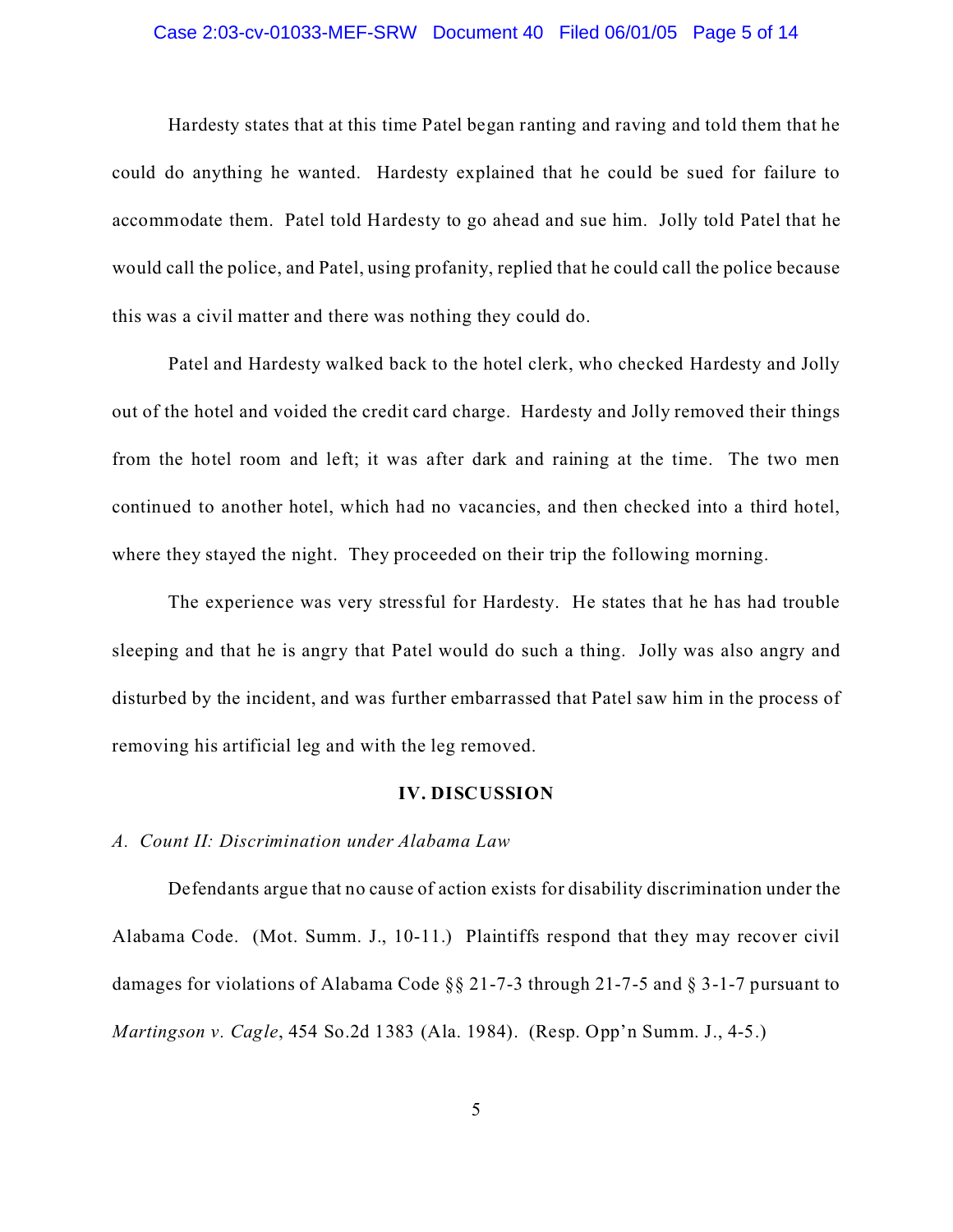Hardesty states that at this time Patel began ranting and raving and told them that he could do anything he wanted. Hardesty explained that he could be sued for failure to accommodate them. Patel told Hardesty to go ahead and sue him. Jolly told Patel that he would call the police, and Patel, using profanity, replied that he could call the police because this was a civil matter and there was nothing they could do.

Patel and Hardesty walked back to the hotel clerk, who checked Hardesty and Jolly out of the hotel and voided the credit card charge. Hardesty and Jolly removed their things from the hotel room and left; it was after dark and raining at the time. The two men continued to another hotel, which had no vacancies, and then checked into a third hotel, where they stayed the night. They proceeded on their trip the following morning.

The experience was very stressful for Hardesty. He states that he has had trouble sleeping and that he is angry that Patel would do such a thing. Jolly was also angry and disturbed by the incident, and was further embarrassed that Patel saw him in the process of removing his artificial leg and with the leg removed.

## IV. DISCUSSION

*A. Count II: Discrimination under Alabama Law*

Defendants argue that no cause of action exists for disability discrimination under the Alabama Code. (Mot. Summ. J., 10-11.) Plaintiffs respond that they may recover civil damages for violations of Alabama Code §§ 21-7-3 through 21-7-5 and § 3-1-7 pursuant to *Martingson v. Cagle*, 454 So.2d 1383 (Ala. 1984). (Resp. Opp'n Summ. J., 4-5.)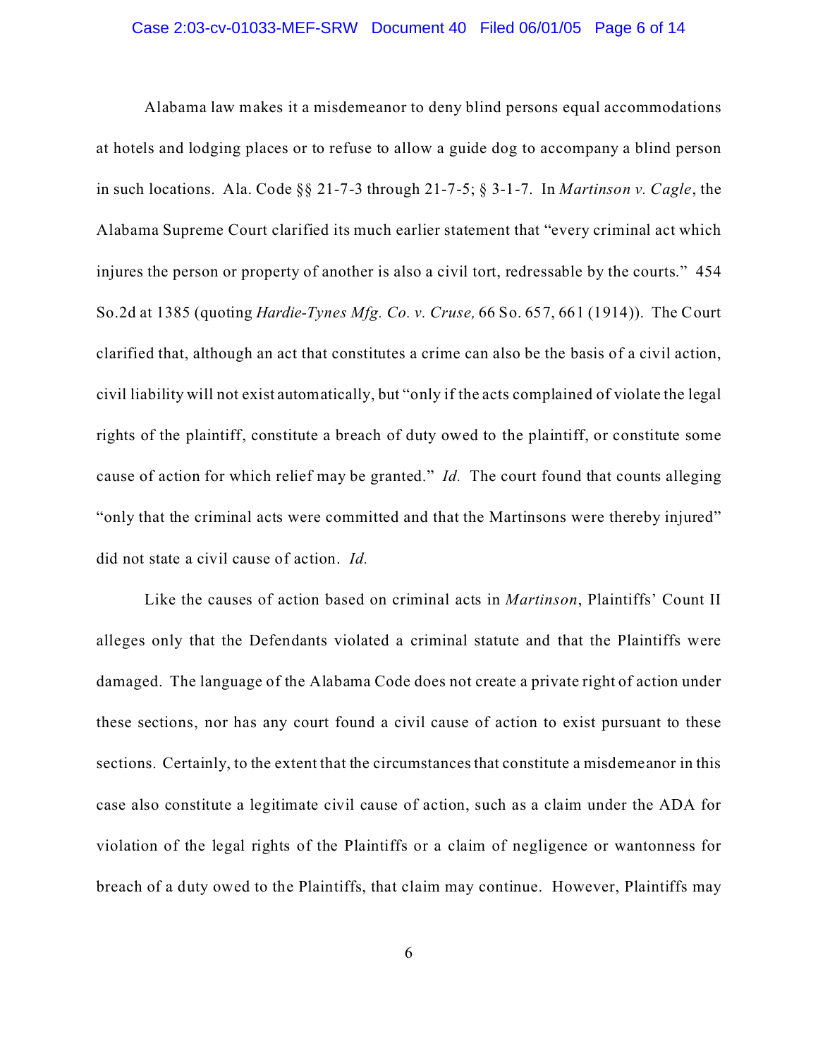Alabama law makes it a misdemeanor to deny blind persons equal accommodations at hotels and lodging places or to refuse to allow a guide dog to accompany a blind person in such locations. Ala. Code §§ 21-7-3 through 21-7-5; § 3-1-7. In *Martinson v. Cagle*, the Alabama Supreme Court clarified its much earlier statement that "every criminal act which injures the person or property of another is also a civil tort, redressable by the courts." 454 So.2d at 1385 (quoting *Hardie-Tynes Mfg. Co. v. Cruse,* 66 So. 657, 661 (1914)). The Court clarified that, although an act that constitutes a crime can also be the basis of a civil action, civil liability will not exist automatically, but "only if the acts complained of violate the legal rights of the plaintiff, constitute a breach of duty owed to the plaintiff, or constitute some cause of action for which relief may be granted." *Id.* The court found that counts alleging "only that the criminal acts were committed and that the Martinsons were thereby injured" did not state a civil cause of action. *Id.*

Like the causes of action based on criminal acts in *Martinson*, Plaintiffs' Count II alleges only that the Defendants violated a criminal statute and that the Plaintiffs were damaged. The language of the Alabama Code does not create a private right of action under these sections, nor has any court found a civil cause of action to exist pursuant to these sections. Certainly, to the extent that the circumstances that constitute a misdemeanor in this case also constitute a legitimate civil cause of action, such as a claim under the ADA for violation of the legal rights of the Plaintiffs or a claim of negligence or wantonness for breach of a duty owed to the Plaintiffs, that claim may continue. However, Plaintiffs may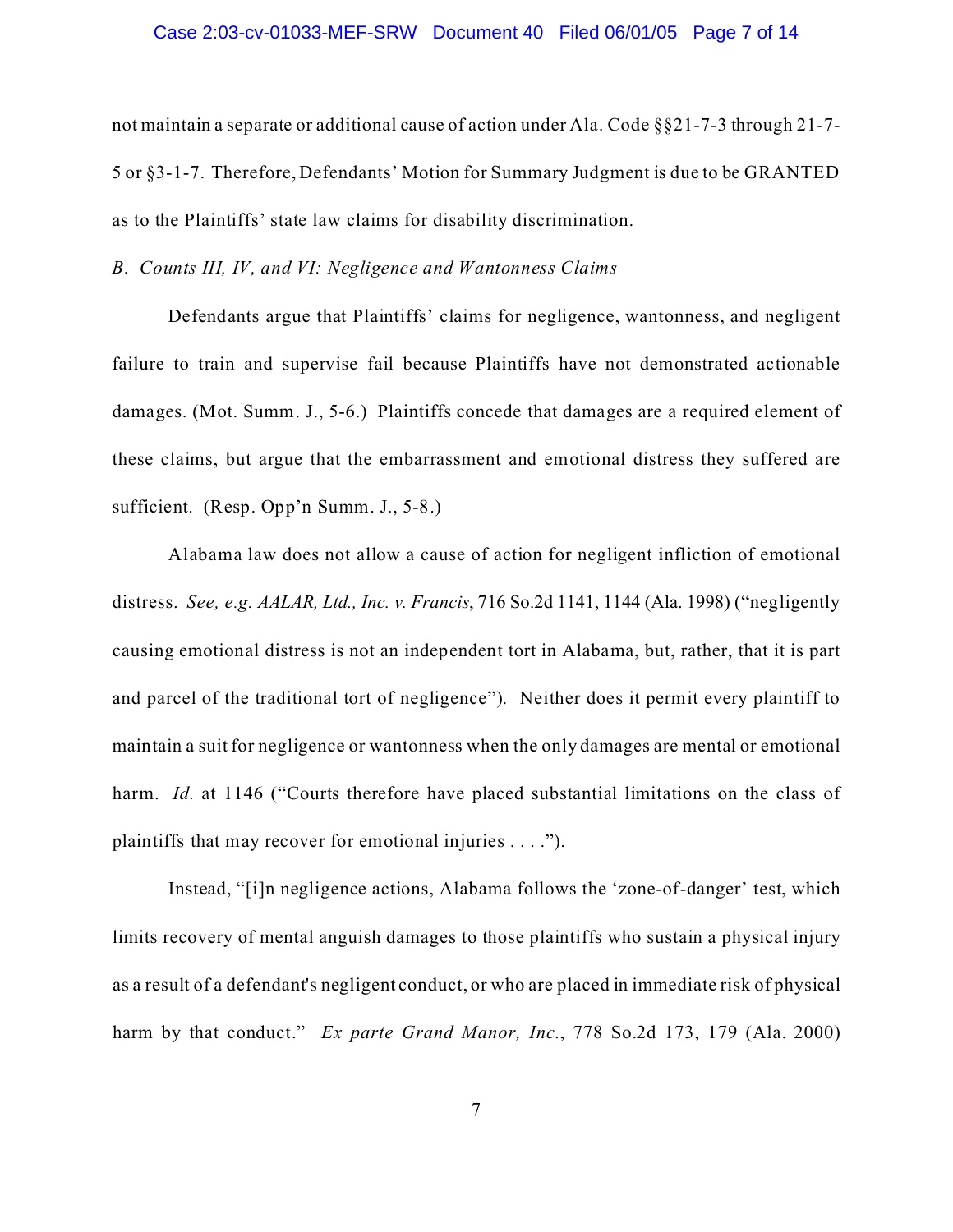not maintain a separate or additional cause of action under Ala. Code §§21-7-3 through 21-7-5 or §3-1-7. Therefore, Defendants' Motion for Summary Judgment is due to be GRANTED as to the Plaintiffs' state law claims for disability discrimination.

*B. Counts III, IV, and VI: Negligence and Wantonness Claims*

Defendants argue that Plaintiffs' claims for negligence, wantonness, and negligent failure to train and supervise fail because Plaintiffs have not demonstrated actionable damages. (Mot. Summ. J., 5-6.) Plaintiffs concede that damages are a required element of these claims, but argue that the embarrassment and emotional distress they suffered are sufficient. (Resp. Opp'n Summ. J., 5-8.)

Alabama law does not allow a cause of action for negligent infliction of emotional distress. *See, e.g. AALAR, Ltd., Inc. v. Francis*, 716 So.2d 1141, 1144 (Ala. 1998) ("negligently causing emotional distress is not an independent tort in Alabama, but, rather, that it is part and parcel of the traditional tort of negligence"). Neither does it permit every plaintiff to maintain a suit for negligence or wantonness when the only damages are mental or emotional harm. *Id.* at 1146 ("Courts therefore have placed substantial limitations on the class of plaintiffs that may recover for emotional injuries . . . .").

Instead, "[i]n negligence actions, Alabama follows the 'zone-of-danger' test, which limits recovery of mental anguish damages to those plaintiffs who sustain a physical injury as a result of a defendant's negligent conduct, or who are placed in immediate risk of physical harm by that conduct." *Ex parte Grand Manor, Inc.*, 778 So.2d 173, 179 (Ala. 2000)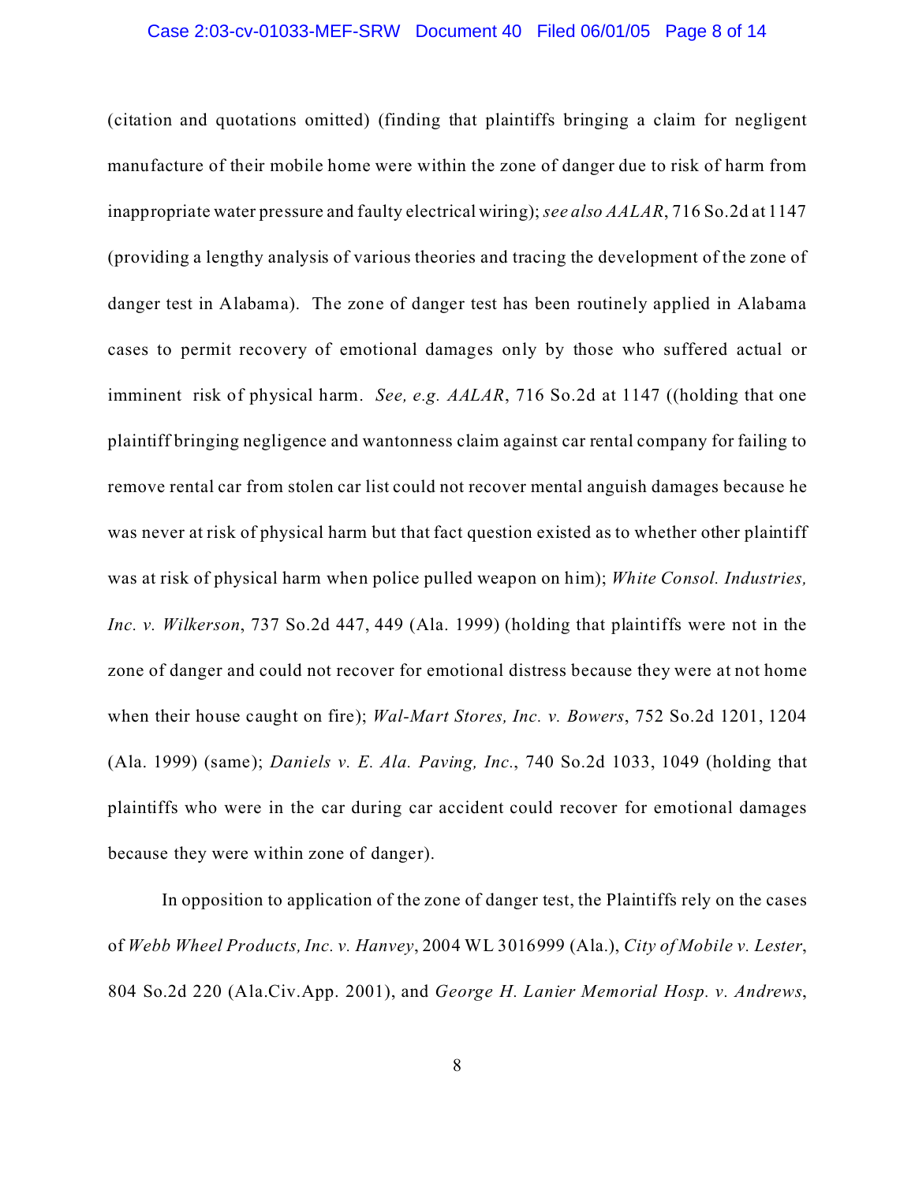(citation and quotations omitted) (finding that plaintiffs bringing a claim for negligent manufacture of their mobile home were within the zone of danger due to risk of harm from inappropriate water pressure and faulty electrical wiring); *see also AALAR*, 716 So.2d at 1147 (providing a lengthy analysis of various theories and tracing the development of the zone of danger test in Alabama). The zone of danger test has been routinely applied in Alabama cases to permit recovery of emotional damages only by those who suffered actual or imminent risk of physical harm. *See, e.g. AALAR*, 716 So.2d at 1147 ((holding that one plaintiff bringing negligence and wantonness claim against car rental company for failing to remove rental car from stolen car list could not recover mental anguish damages because he was never at risk of physical harm but that fact question existed as to whether other plaintiff was at risk of physical harm when police pulled weapon on him); *White Consol. Industries, Inc. v. Wilkerson*, 737 So.2d 447, 449 (Ala. 1999) (holding that plaintiffs were not in the zone of danger and could not recover for emotional distress because they were at not home when their house caught on fire); *Wal-Mart Stores, Inc. v. Bowers*, 752 So.2d 1201, 1204 (Ala. 1999) (same); *Daniels v. E. Ala. Paving, Inc.*, 740 So.2d 1033, 1049 (holding that plaintiffs who were in the car during car accident could recover for emotional damages because they were within zone of danger).

In opposition to application of the zone of danger test, the Plaintiffs rely on the cases of *Webb Wheel Products, Inc. v. Hanvey*, 2004 WL 3016999 (Ala.), *City of Mobile v. Lester*, 804 So.2d 220 (Ala.Civ.App. 2001), and *George H. Lanier Memorial Hosp. v. Andrews*,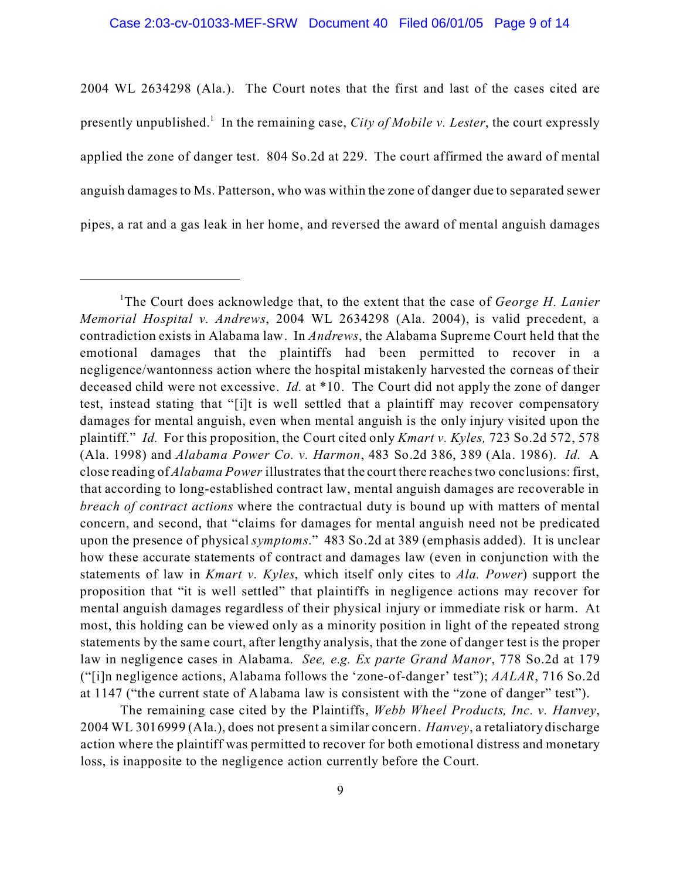2004 WL 2634298 (Ala.). The Court notes that the first and last of the cases cited are presently unpublished.[1] In the remaining case, *City of Mobile v. Lester*, the court expressly applied the zone of danger test. 804 So.2d at 229. The court affirmed the award of mental anguish damages to Ms. Patterson, who was within the zone of danger due to separated sewer pipes, a rat and a gas leak in her home, and reversed the award of mental anguish damages

---

[1]The Court does acknowledge that, to the extent that the case of *George H. Lanier Memorial Hospital v. Andrews*, 2004 WL 2634298 (Ala. 2004), is valid precedent, a contradiction exists in Alabama law. In *Andrews*, the Alabama Supreme Court held that the emotional damages that the plaintiffs had been permitted to recover in a negligence/wantonness action where the hospital mistakenly harvested the corneas of their deceased child were not excessive. *Id.* at *10. The Court did not apply the zone of danger test, instead stating that "[i]t is well settled that a plaintiff may recover compensatory damages for mental anguish, even when mental anguish is the only injury visited upon the plaintiff." *Id.* For this proposition, the Court cited only *Kmart v. Kyles,* 723 So.2d 572, 578 (Ala. 1998) and *Alabama Power Co. v. Harmon*, 483 So.2d 386, 389 (Ala. 1986). *Id.* A close reading of *Alabama Power* illustrates that the court there reaches two conclusions: first, that according to long-established contract law, mental anguish damages are recoverable in *breach of contract actions* where the contractual duty is bound up with matters of mental concern, and second, that "claims for damages for mental anguish need not be predicated upon the presence of physical *symptoms*." 483 So.2d at 389 (emphasis added). It is unclear how these accurate statements of contract and damages law (even in conjunction with the statements of law in *Kmart v. Kyles*, which itself only cites to *Ala. Power*) support the proposition that "it is well settled" that plaintiffs in negligence actions may recover for mental anguish damages regardless of their physical injury or immediate risk or harm. At most, this holding can be viewed only as a minority position in light of the repeated strong statements by the same court, after lengthy analysis, that the zone of danger test is the proper law in negligence cases in Alabama. *See, e.g. Ex parte Grand Manor*, 778 So.2d at 179 ("[i]n negligence actions, Alabama follows the 'zone-of-danger' test"); *AALAR*, 716 So.2d at 1147 ("the current state of Alabama law is consistent with the "zone of danger" test").

The remaining case cited by the Plaintiffs, *Webb Wheel Products, Inc. v. Hanvey*, 2004 WL 3016999 (Ala.), does not present a similar concern. *Hanvey*, a retaliatory discharge action where the plaintiff was permitted to recover for both emotional distress and monetary loss, is inapposite to the negligence action currently before the Court.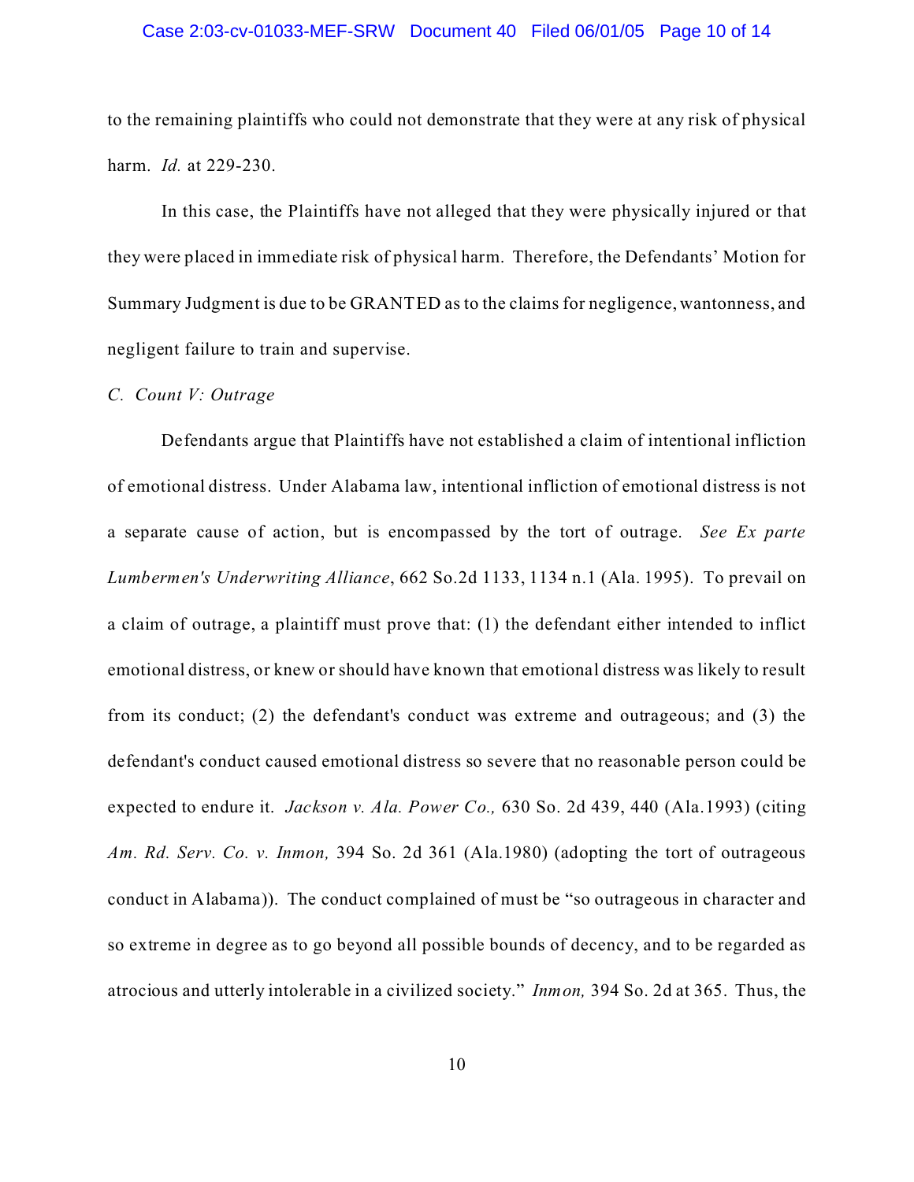to the remaining plaintiffs who could not demonstrate that they were at any risk of physical harm. *Id.* at 229-230.

In this case, the Plaintiffs have not alleged that they were physically injured or that they were placed in immediate risk of physical harm. Therefore, the Defendants' Motion for Summary Judgment is due to be GRANTED as to the claims for negligence, wantonness, and negligent failure to train and supervise.

*C. Count V: Outrage*

Defendants argue that Plaintiffs have not established a claim of intentional infliction of emotional distress. Under Alabama law, intentional infliction of emotional distress is not a separate cause of action, but is encompassed by the tort of outrage. *See Ex parte Lumbermen's Underwriting Alliance*, 662 So.2d 1133, 1134 n.1 (Ala. 1995). To prevail on a claim of outrage, a plaintiff must prove that: (1) the defendant either intended to inflict emotional distress, or knew or should have known that emotional distress was likely to result from its conduct; (2) the defendant's conduct was extreme and outrageous; and (3) the defendant's conduct caused emotional distress so severe that no reasonable person could be expected to endure it. *Jackson v. Ala. Power Co.,* 630 So. 2d 439, 440 (Ala.1993) (citing *Am. Rd. Serv. Co. v. Inmon,* 394 So. 2d 361 (Ala.1980) (adopting the tort of outrageous conduct in Alabama)). The conduct complained of must be "so outrageous in character and so extreme in degree as to go beyond all possible bounds of decency, and to be regarded as atrocious and utterly intolerable in a civilized society." *Inmon,* 394 So. 2d at 365. Thus, the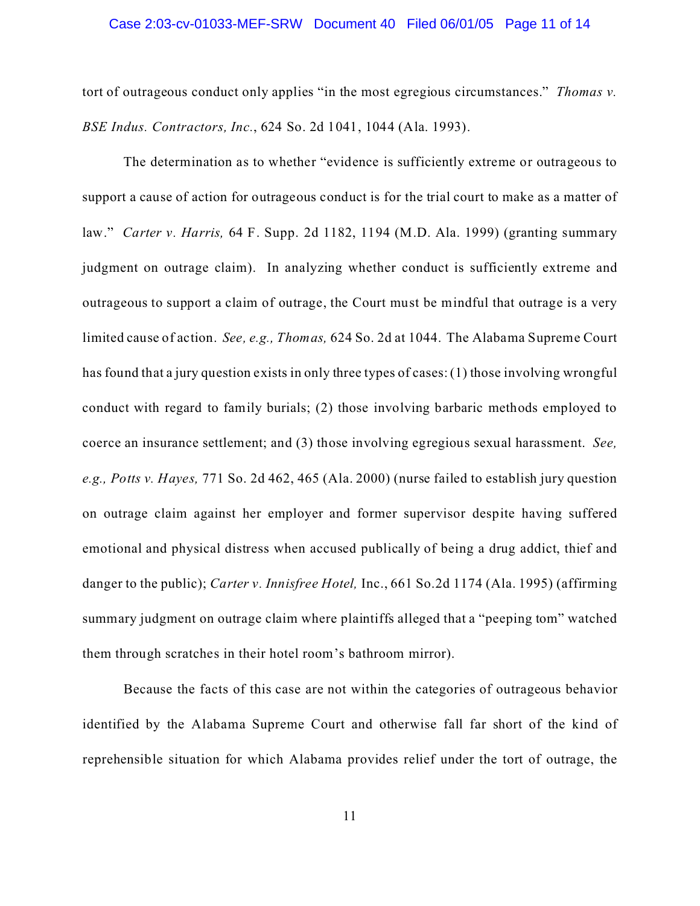tort of outrageous conduct only applies "in the most egregious circumstances." *Thomas v. BSE Indus. Contractors, Inc.*, 624 So. 2d 1041, 1044 (Ala. 1993).

The determination as to whether "evidence is sufficiently extreme or outrageous to support a cause of action for outrageous conduct is for the trial court to make as a matter of law." *Carter v. Harris,* 64 F. Supp. 2d 1182, 1194 (M.D. Ala. 1999) (granting summary judgment on outrage claim). In analyzing whether conduct is sufficiently extreme and outrageous to support a claim of outrage, the Court must be mindful that outrage is a very limited cause of action. *See, e.g., Thomas,* 624 So. 2d at 1044. The Alabama Supreme Court has found that a jury question exists in only three types of cases: (1) those involving wrongful conduct with regard to family burials; (2) those involving barbaric methods employed to coerce an insurance settlement; and (3) those involving egregious sexual harassment. *See, e.g., Potts v. Hayes,* 771 So. 2d 462, 465 (Ala. 2000) (nurse failed to establish jury question on outrage claim against her employer and former supervisor despite having suffered emotional and physical distress when accused publically of being a drug addict, thief and danger to the public); *Carter v. Innisfree Hotel,* Inc., 661 So.2d 1174 (Ala. 1995) (affirming summary judgment on outrage claim where plaintiffs alleged that a "peeping tom" watched them through scratches in their hotel room's bathroom mirror).

Because the facts of this case are not within the categories of outrageous behavior identified by the Alabama Supreme Court and otherwise fall far short of the kind of reprehensible situation for which Alabama provides relief under the tort of outrage, the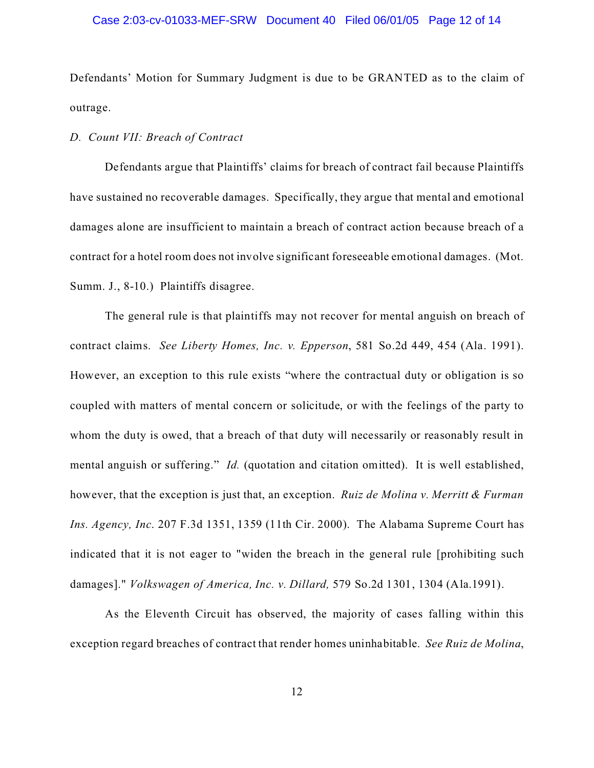Defendants' Motion for Summary Judgment is due to be GRANTED as to the claim of outrage.

*D. Count VII: Breach of Contract*

Defendants argue that Plaintiffs' claims for breach of contract fail because Plaintiffs have sustained no recoverable damages. Specifically, they argue that mental and emotional damages alone are insufficient to maintain a breach of contract action because breach of a contract for a hotel room does not involve significant foreseeable emotional damages. (Mot. Summ. J., 8-10.) Plaintiffs disagree.

The general rule is that plaintiffs may not recover for mental anguish on breach of contract claims. *See Liberty Homes, Inc. v. Epperson*, 581 So.2d 449, 454 (Ala. 1991). However, an exception to this rule exists "where the contractual duty or obligation is so coupled with matters of mental concern or solicitude, or with the feelings of the party to whom the duty is owed, that a breach of that duty will necessarily or reasonably result in mental anguish or suffering." *Id.* (quotation and citation omitted). It is well established, however, that the exception is just that, an exception. *Ruiz de Molina v. Merritt & Furman Ins. Agency, Inc*. 207 F.3d 1351, 1359 (11th Cir. 2000). The Alabama Supreme Court has indicated that it is not eager to "widen the breach in the general rule [prohibiting such damages]." *Volkswagen of America, Inc. v. Dillard,* 579 So.2d 1301, 1304 (Ala.1991).

As the Eleventh Circuit has observed, the majority of cases falling within this exception regard breaches of contract that render homes uninhabitable. *See Ruiz de Molina*,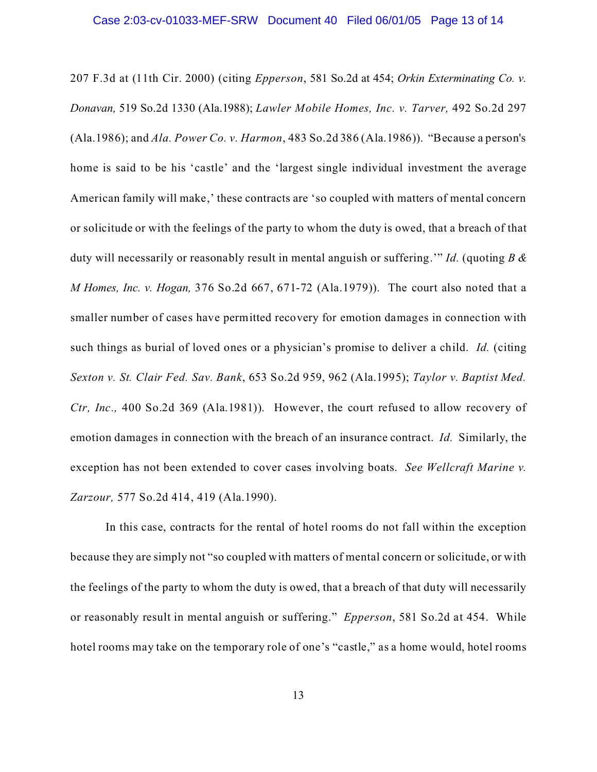207 F.3d at (11th Cir. 2000) (citing *Epperson*, 581 So.2d at 454; *Orkin Exterminating Co. v. Donavan,* 519 So.2d 1330 (Ala.1988); *Lawler Mobile Homes, Inc. v. Tarver,* 492 So.2d 297 (Ala.1986); and *Ala. Power Co. v. Harmon*, 483 So.2d 386 (Ala.1986)). "Because a person's home is said to be his 'castle' and the 'largest single individual investment the average American family will make,' these contracts are 'so coupled with matters of mental concern or solicitude or with the feelings of the party to whom the duty is owed, that a breach of that duty will necessarily or reasonably result in mental anguish or suffering.'" *Id.* (quoting *B & M Homes, Inc. v. Hogan,* 376 So.2d 667, 671-72 (Ala.1979)). The court also noted that a smaller number of cases have permitted recovery for emotion damages in connection with such things as burial of loved ones or a physician's promise to deliver a child. *Id.* (citing *Sexton v. St. Clair Fed. Sav. Bank*, 653 So.2d 959, 962 (Ala.1995); *Taylor v. Baptist Med. Ctr, Inc.,* 400 So.2d 369 (Ala.1981)). However, the court refused to allow recovery of emotion damages in connection with the breach of an insurance contract. *Id.* Similarly, the exception has not been extended to cover cases involving boats. *See Wellcraft Marine v. Zarzour,* 577 So.2d 414, 419 (Ala.1990).

In this case, contracts for the rental of hotel rooms do not fall within the exception because they are simply not "so coupled with matters of mental concern or solicitude, or with the feelings of the party to whom the duty is owed, that a breach of that duty will necessarily or reasonably result in mental anguish or suffering." *Epperson*, 581 So.2d at 454. While hotel rooms may take on the temporary role of one's "castle," as a home would, hotel rooms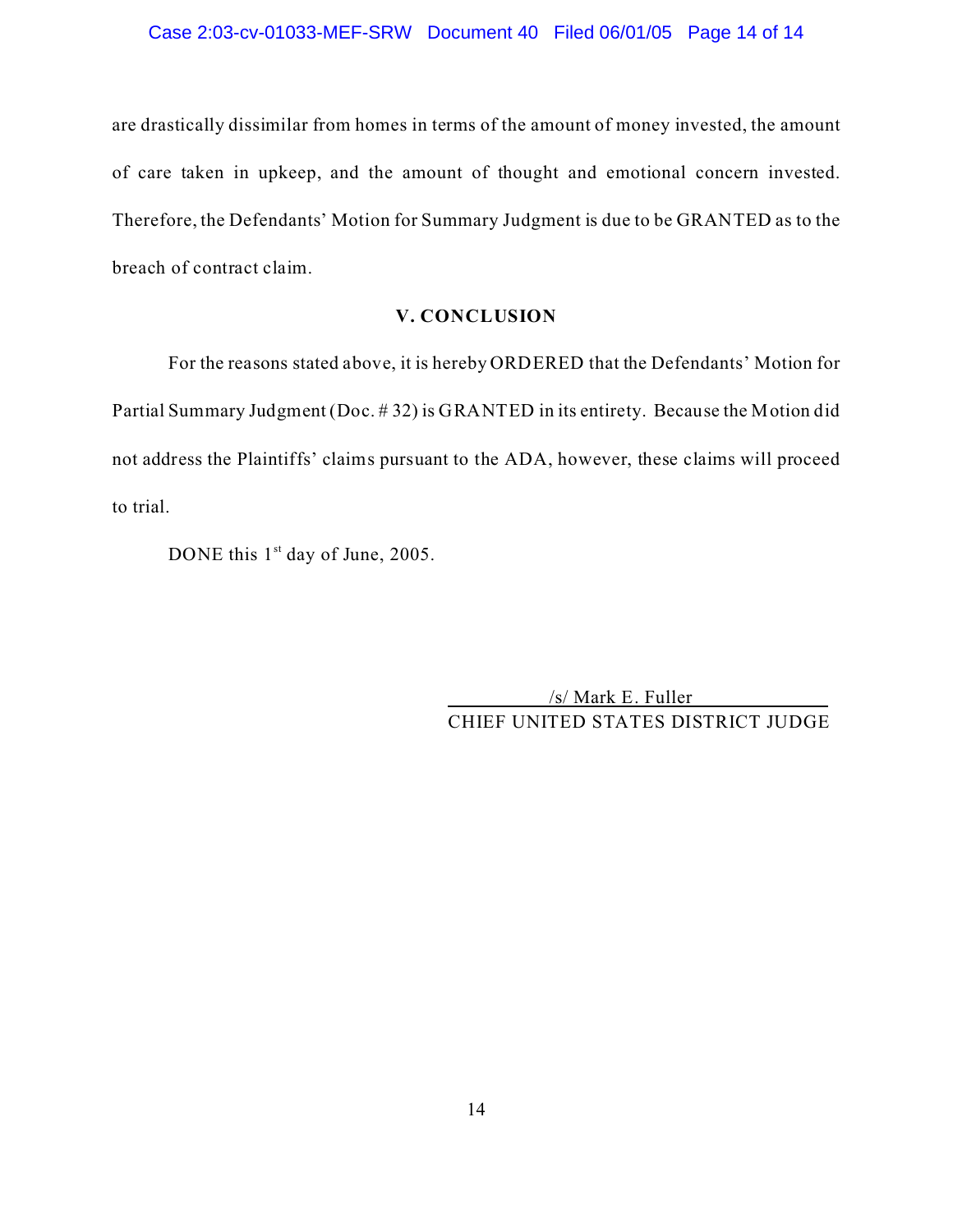are drastically dissimilar from homes in terms of the amount of money invested, the amount of care taken in upkeep, and the amount of thought and emotional concern invested. Therefore, the Defendants' Motion for Summary Judgment is due to be GRANTED as to the breach of contract claim.

## V. CONCLUSION

For the reasons stated above, it is hereby ORDERED that the Defendants' Motion for Partial Summary Judgment (Doc. # 32) is GRANTED in its entirety. Because the Motion did not address the Plaintiffs' claims pursuant to the ADA, however, these claims will proceed to trial.

DONE this 1st day of June, 2005.

/s/ Mark E. Fuller
CHIEF UNITED STATES DISTRICT JUDGE